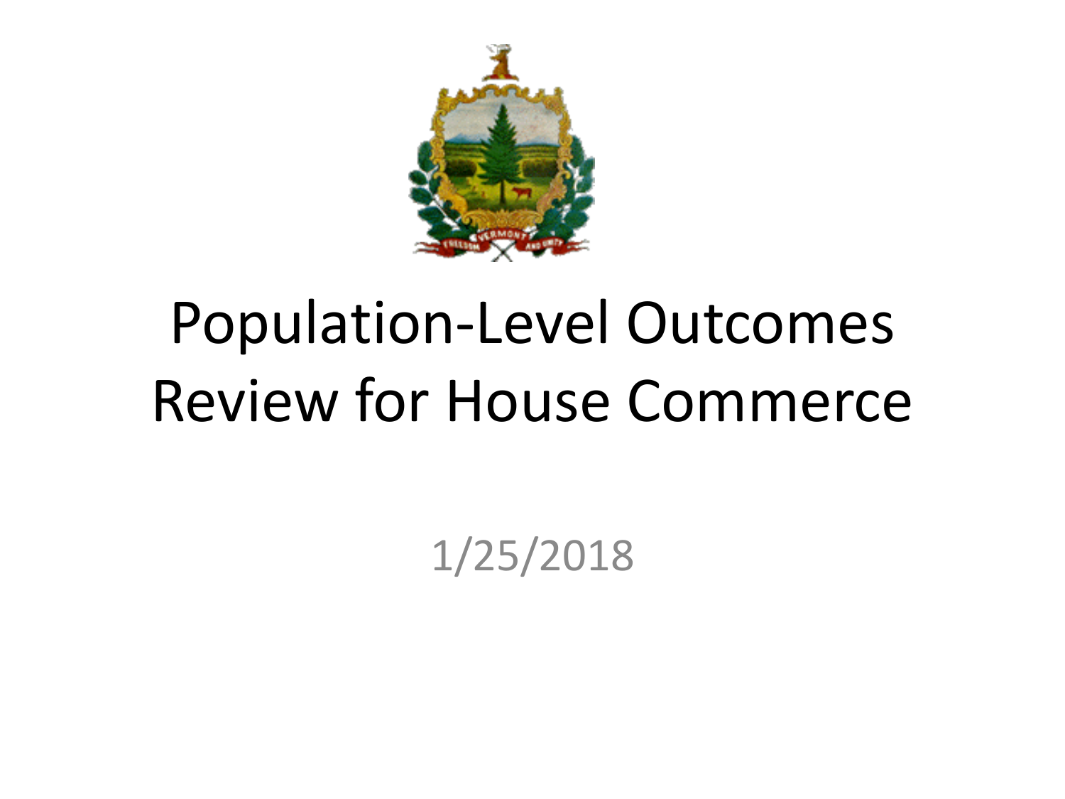# Population-Level Outcomes Review for House Commerce

1/25/2018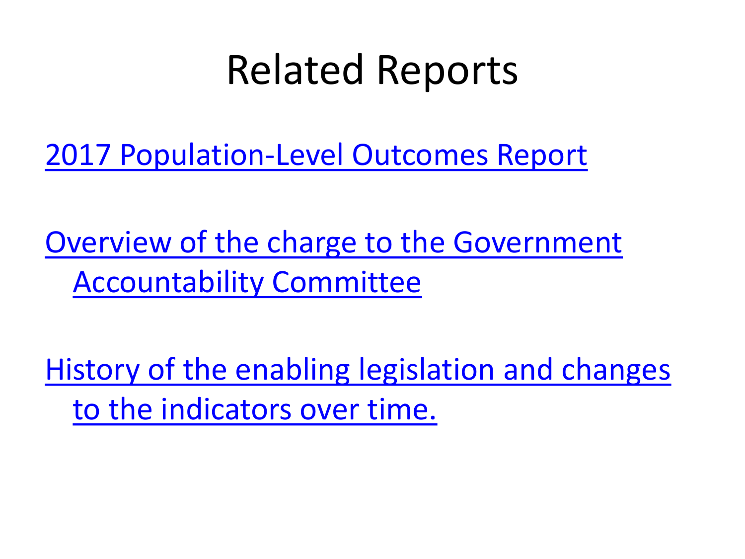# Related Reports

2017 Population-Level Outcomes Report

Overview of the charge to the Government Accountability Committee

History of the enabling legislation and changes to the indicators over time.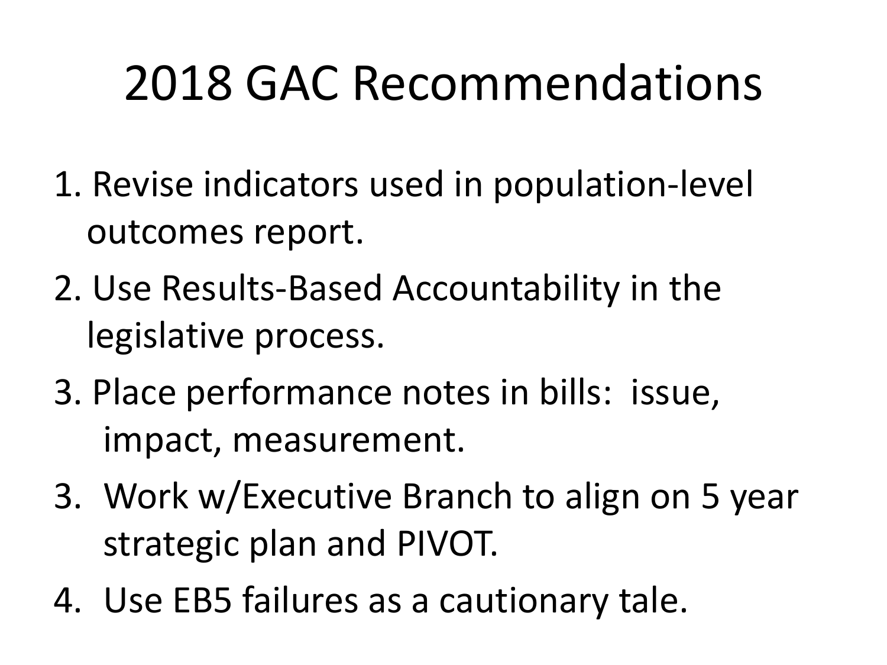# 2018 GAC Recommendations

1. Revise indicators used in population-level outcomes report.
2. Use Results-Based Accountability in the legislative process.
3. Place performance notes in bills: issue, impact, measurement.
3. Work w/Executive Branch to align on 5 year strategic plan and PIVOT.
4. Use EB5 failures as a cautionary tale.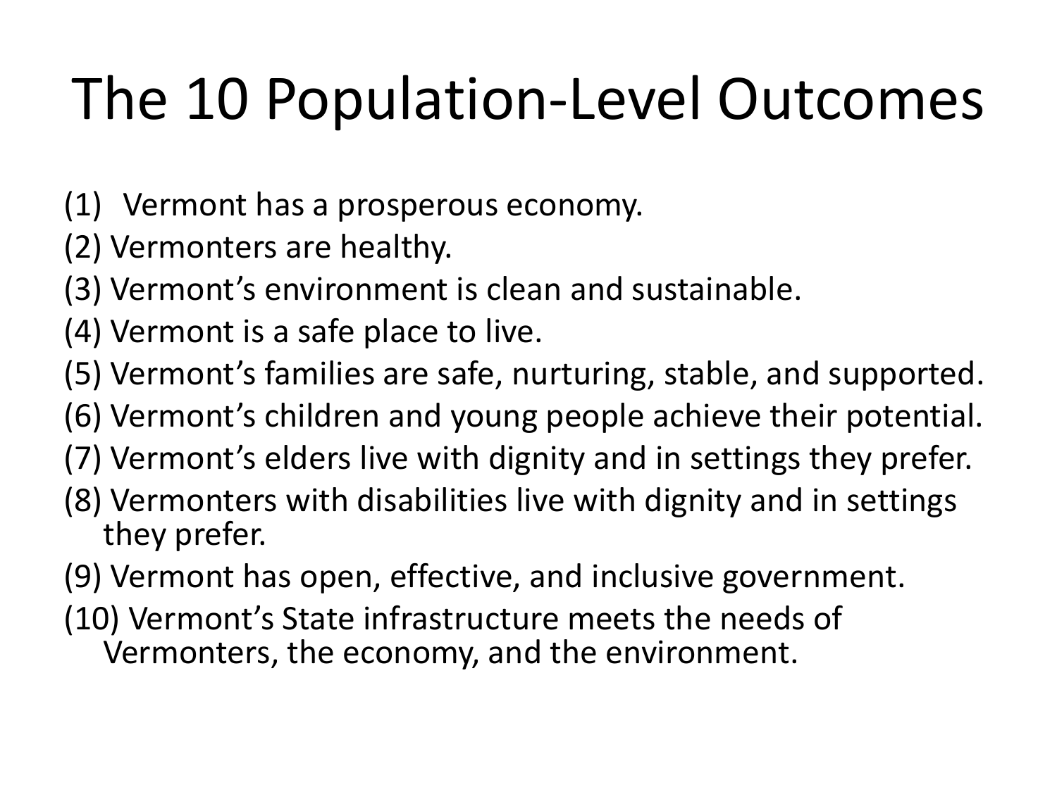# The 10 Population-Level Outcomes

(1) Vermont has a prosperous economy.
(2) Vermonters are healthy.
(3) Vermont's environment is clean and sustainable.
(4) Vermont is a safe place to live.
(5) Vermont's families are safe, nurturing, stable, and supported.
(6) Vermont's children and young people achieve their potential.
(7) Vermont's elders live with dignity and in settings they prefer.
(8) Vermonters with disabilities live with dignity and in settings they prefer.
(9) Vermont has open, effective, and inclusive government.
(10) Vermont's State infrastructure meets the needs of Vermonters, the economy, and the environment.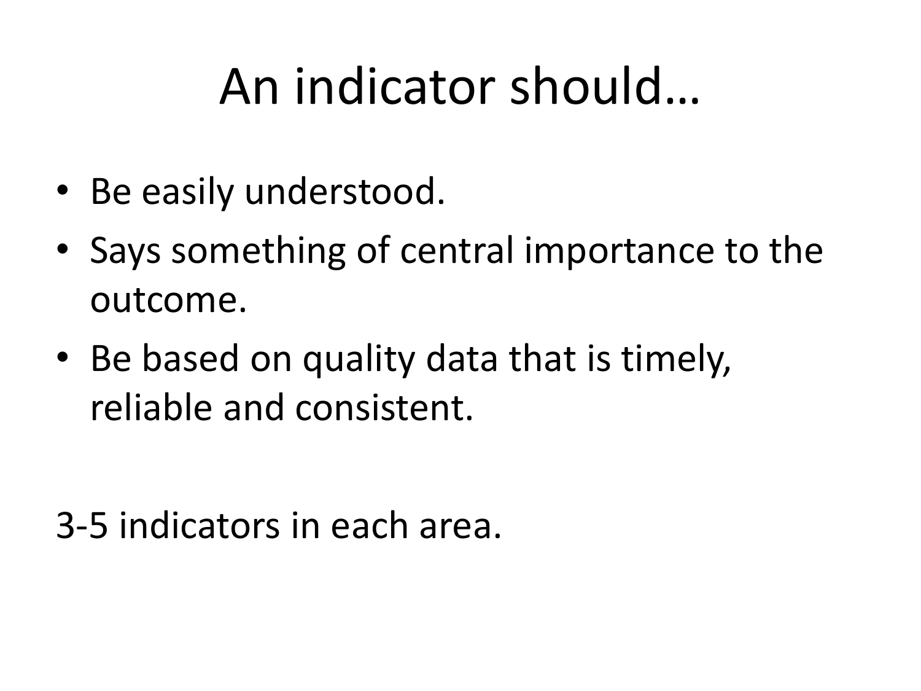# An indicator should…

- Be easily understood.
- Says something of central importance to the outcome.
- Be based on quality data that is timely, reliable and consistent.

3-5 indicators in each area.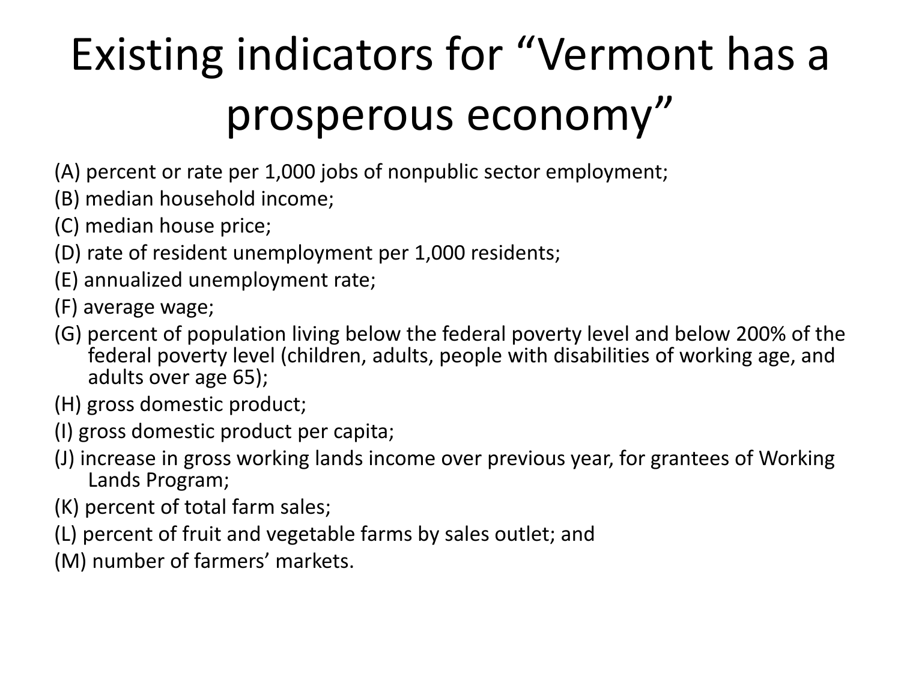# Existing indicators for "Vermont has a prosperous economy"

(A) percent or rate per 1,000 jobs of nonpublic sector employment;

(B) median household income;

(C) median house price;

(D) rate of resident unemployment per 1,000 residents;

(E) annualized unemployment rate;

(F) average wage;

(G) percent of population living below the federal poverty level and below 200% of the federal poverty level (children, adults, people with disabilities of working age, and adults over age 65);

(H) gross domestic product;

(I) gross domestic product per capita;

(J) increase in gross working lands income over previous year, for grantees of Working Lands Program;

(K) percent of total farm sales;

(L) percent of fruit and vegetable farms by sales outlet; and

(M) number of farmers' markets.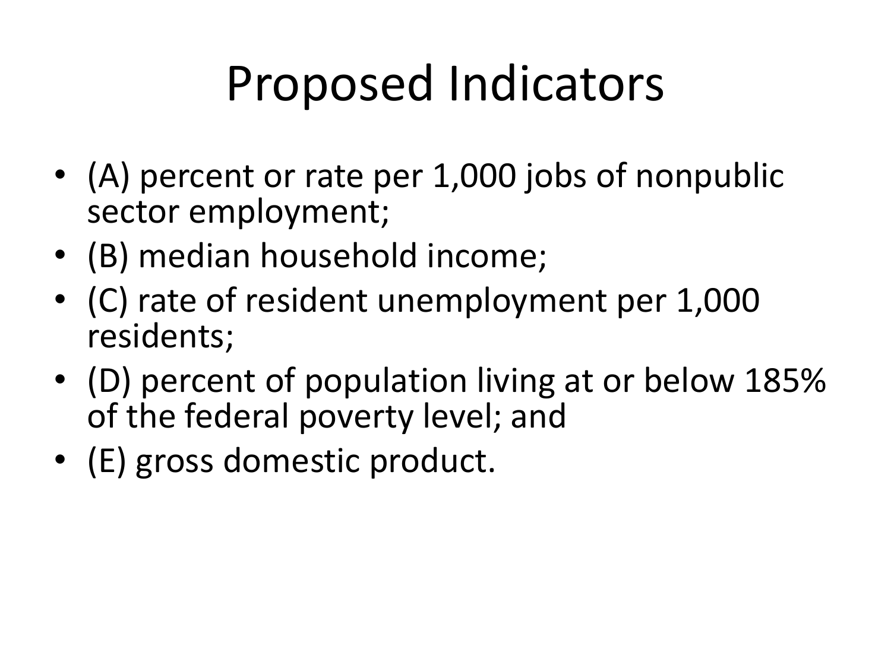# Proposed Indicators

- (A) percent or rate per 1,000 jobs of nonpublic sector employment;
- (B) median household income;
- (C) rate of resident unemployment per 1,000 residents;
- (D) percent of population living at or below 185% of the federal poverty level; and
- (E) gross domestic product.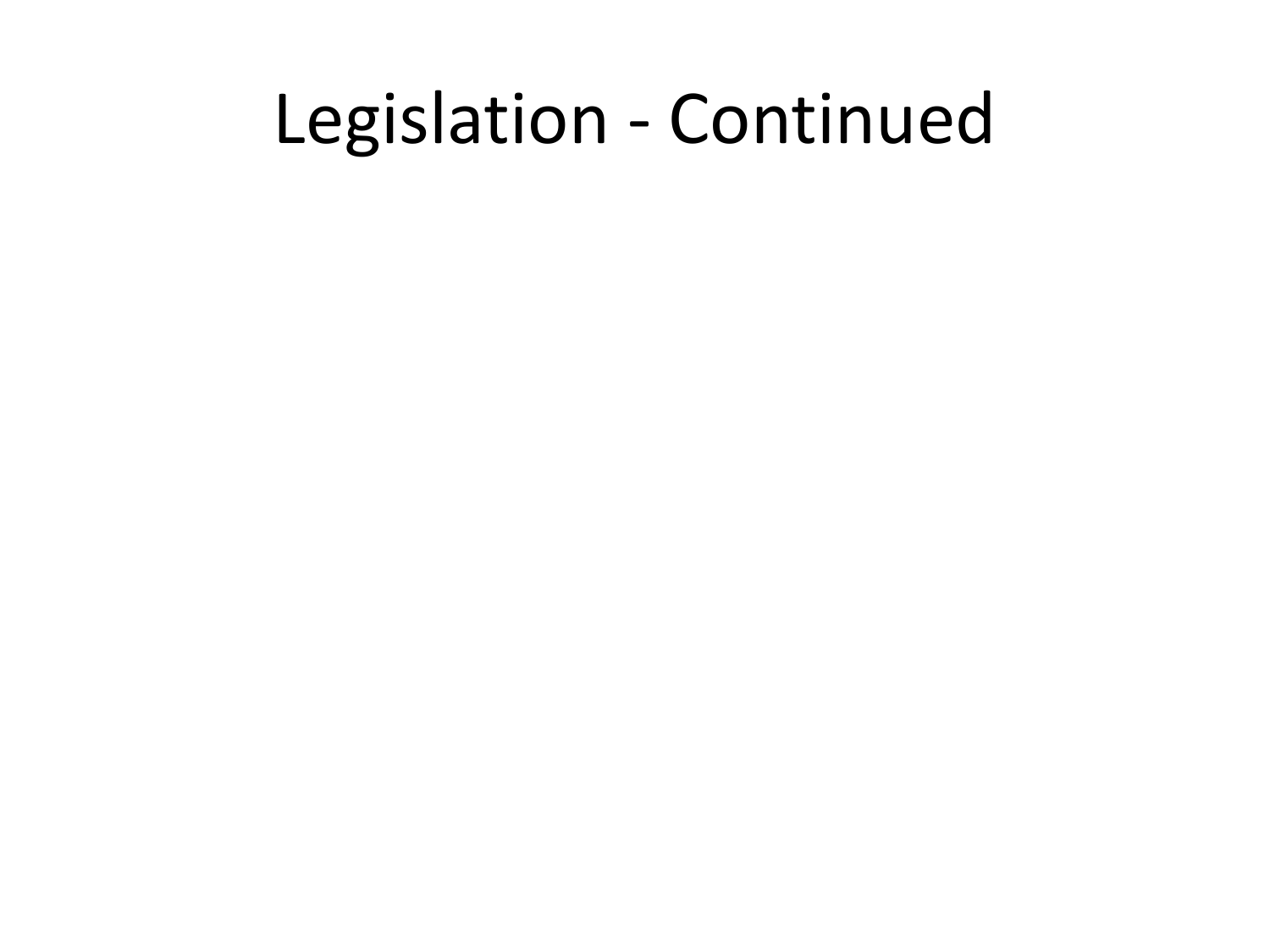# Legislation - Continued